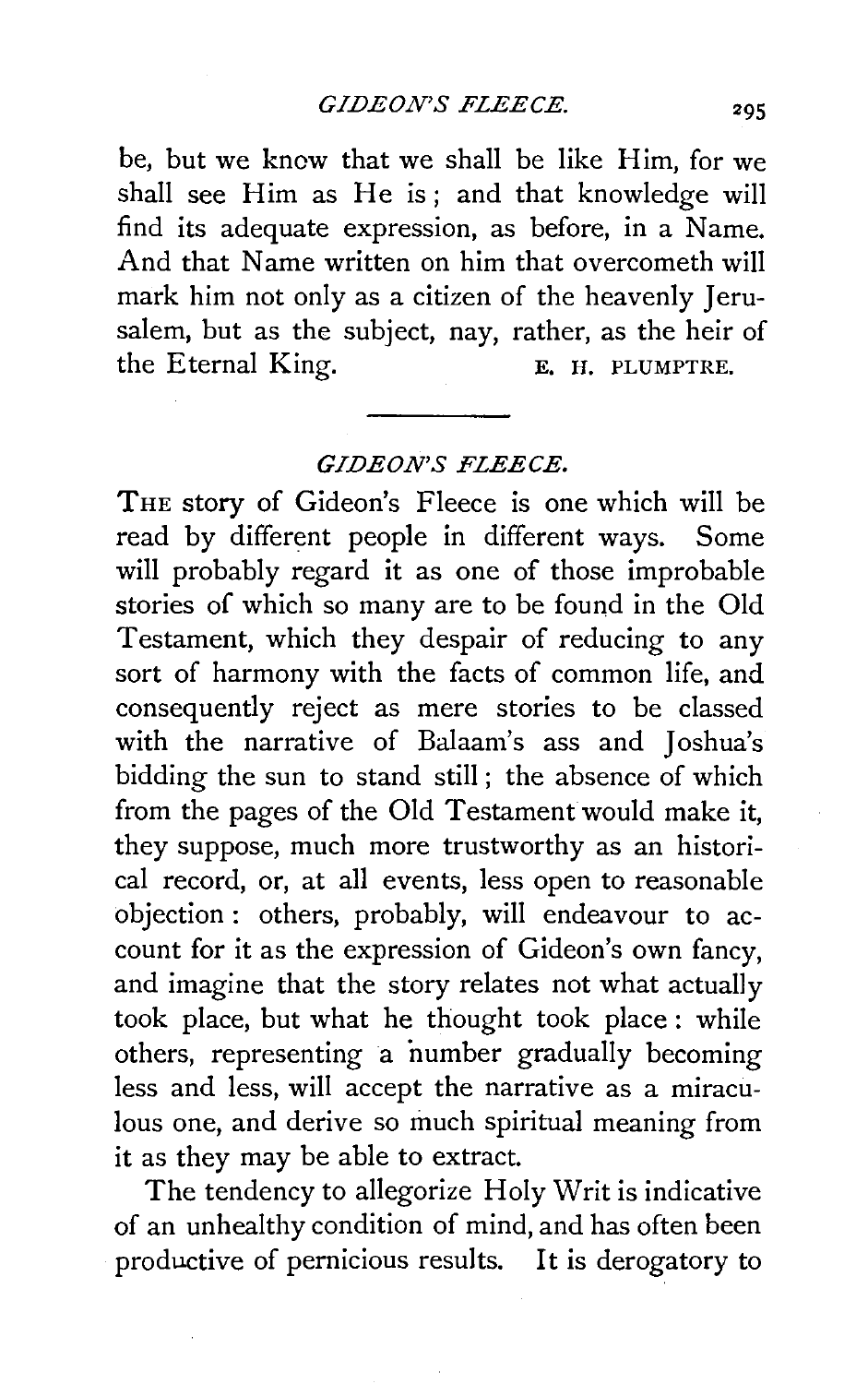be, but we know that we shall be like Him, for we shall see Him as He is; and that knowledge will find its adequate expression, as before, in a Name. And that Name written on him that overcometh will mark him not only as a citizen of the heavenly Jerusalem, but as the subject, nay, rather, as the heir of the Eternal King.

E. H. PLUMPTRE.

---

## *GIDEON'S FLEECE.*

THE story of Gideon's Fleece is one which will be read by different people in different ways. Some will probably regard it as one of those improbable stories of which so many are to be found in the Old Testament, which they despair of reducing to any sort of harmony with the facts of common life, and consequently reject as mere stories to be classed with the narrative of Balaam's ass and Joshua's bidding the sun to stand still; the absence of which from the pages of the Old Testament would make it, they suppose, much more trustworthy as an historical record, or, at all events, less open to reasonable objection: others, probably, will endeavour to account for it as the expression of Gideon's own fancy, and imagine that the story relates not what actually took place, but what he thought took place: while others, representing a number gradually becoming less and less, will accept the narrative as a miraculous one, and derive so much spiritual meaning from it as they may be able to extract.

The tendency to allegorize Holy Writ is indicative of an unhealthy condition of mind, and has often been productive of pernicious results. It is derogatory to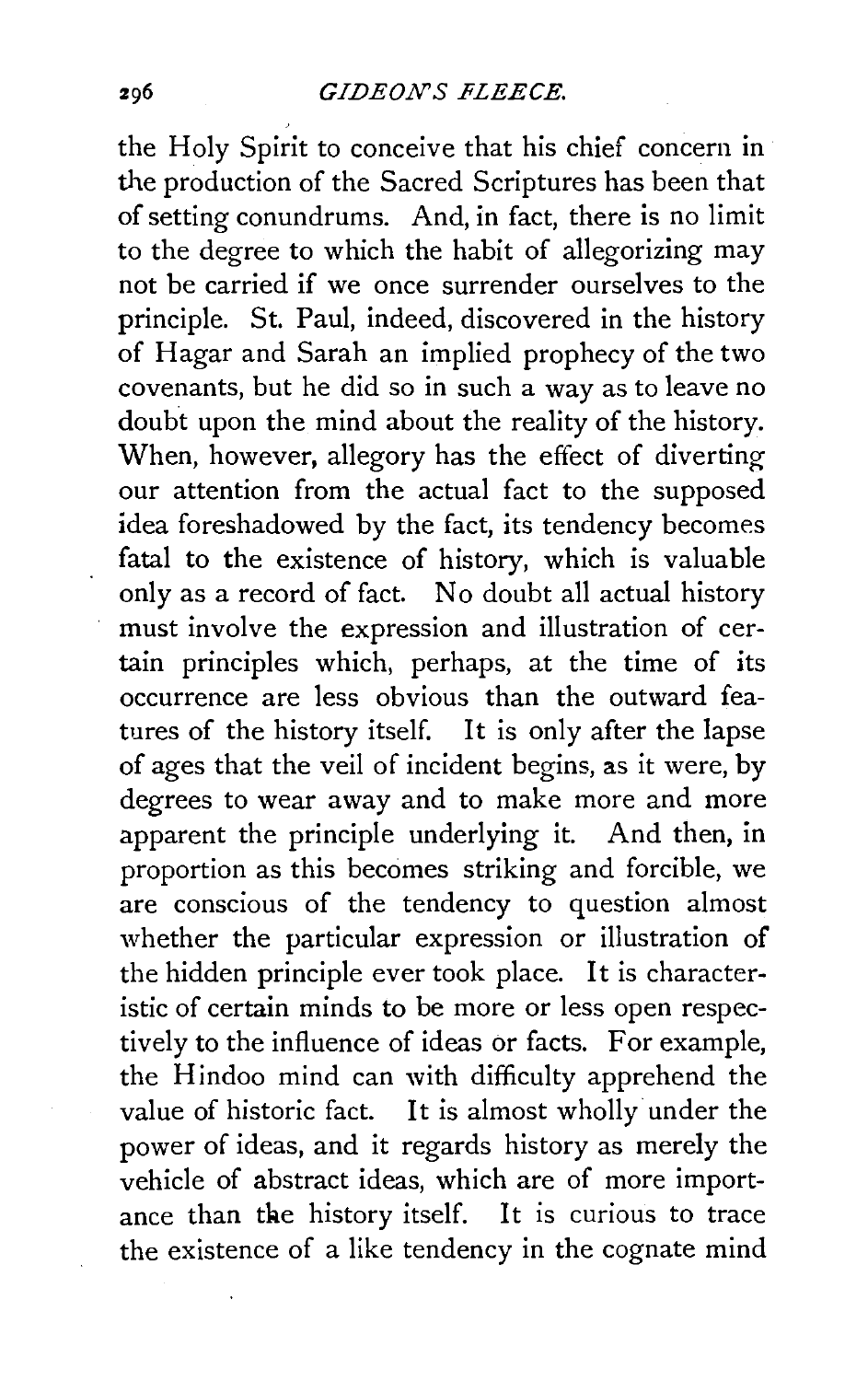the Holy Spirit to conceive that his chief concern in the production of the Sacred Scriptures has been that of setting conundrums. And, in fact, there is no limit to the degree to which the habit of allegorizing may not be carried if we once surrender ourselves to the principle. St. Paul, indeed, discovered in the history of Hagar and Sarah an implied prophecy of the two covenants, but he did so in such a way as to leave no doubt upon the mind about the reality of the history. When, however, allegory has the effect of diverting our attention from the actual fact to the supposed idea foreshadowed by the fact, its tendency becomes fatal to the existence of history, which is valuable only as a record of fact. No doubt all actual history must involve the expression and illustration of certain principles which, perhaps, at the time of its occurrence are less obvious than the outward features of the history itself. It is only after the lapse of ages that the veil of incident begins, as it were, by degrees to wear away and to make more and more apparent the principle underlying it. And then, in proportion as this becomes striking and forcible, we are conscious of the tendency to question almost whether the particular expression or illustration of the hidden principle ever took place. It is characteristic of certain minds to be more or less open respectively to the influence of ideas or facts. For example, the Hindoo mind can with difficulty apprehend the value of historic fact. It is almost wholly under the power of ideas, and it regards history as merely the vehicle of abstract ideas, which are of more importance than the history itself. It is curious to trace the existence of a like tendency in the cognate mind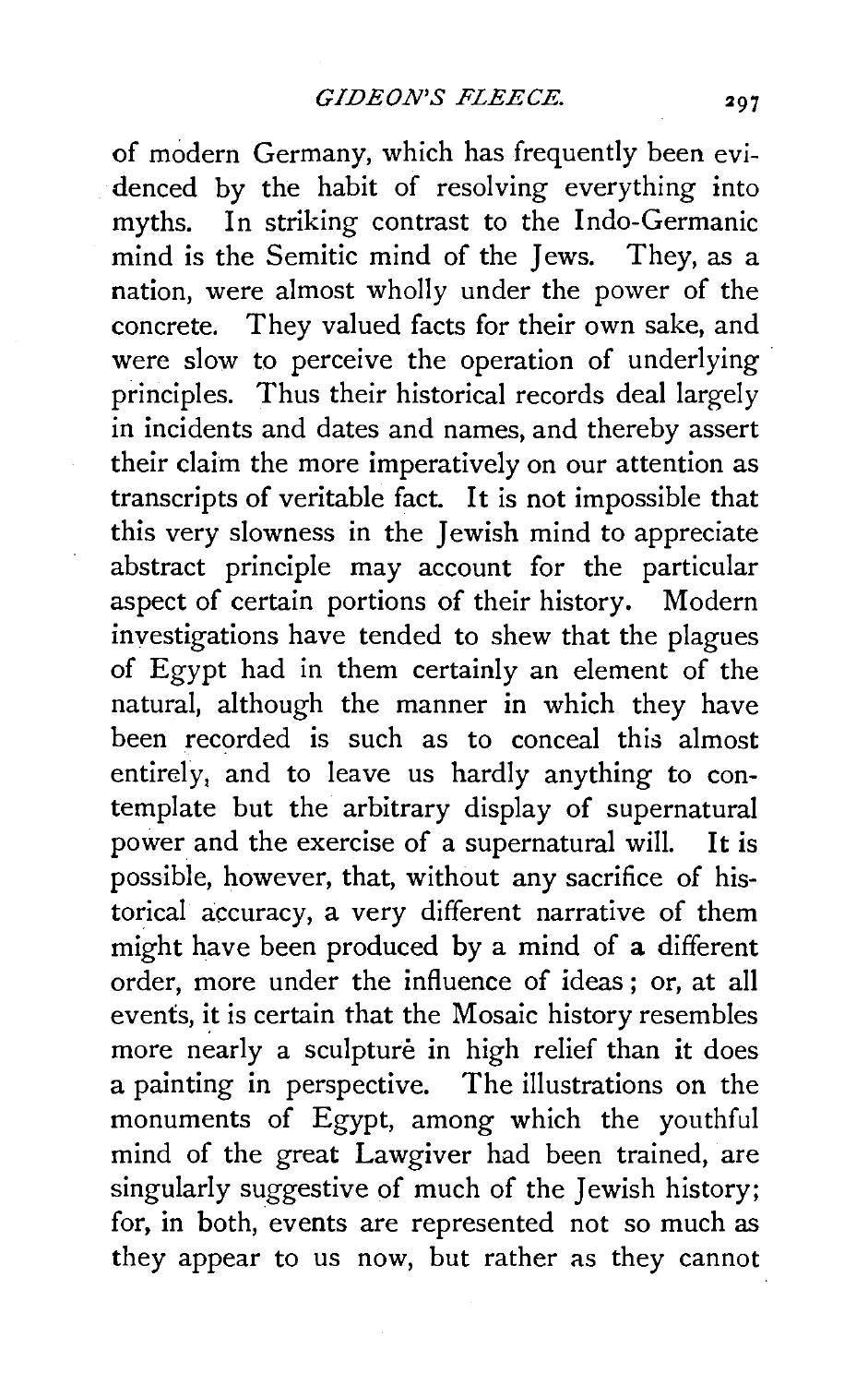of modern Germany, which has frequently been evidenced by the habit of resolving everything into myths. In striking contrast to the Indo-Germanic mind is the Semitic mind of the Jews. They, as a nation, were almost wholly under the power of the concrete. They valued facts for their own sake, and were slow to perceive the operation of underlying principles. Thus their historical records deal largely in incidents and dates and names, and thereby assert their claim the more imperatively on our attention as transcripts of veritable fact. It is not impossible that this very slowness in the Jewish mind to appreciate abstract principle may account for the particular aspect of certain portions of their history. Modern investigations have tended to shew that the plagues of Egypt had in them certainly an element of the natural, although the manner in which they have been recorded is such as to conceal this almost entirely, and to leave us hardly anything to contemplate but the arbitrary display of supernatural power and the exercise of a supernatural will. It is possible, however, that, without any sacrifice of historical accuracy, a very different narrative of them might have been produced by a mind of a different order, more under the influence of ideas; or, at all events, it is certain that the Mosaic history resembles more nearly a sculpture in high relief than it does a painting in perspective. The illustrations on the monuments of Egypt, among which the youthful mind of the great Lawgiver had been trained, are singularly suggestive of much of the Jewish history; for, in both, events are represented not so much as they appear to us now, but rather as they cannot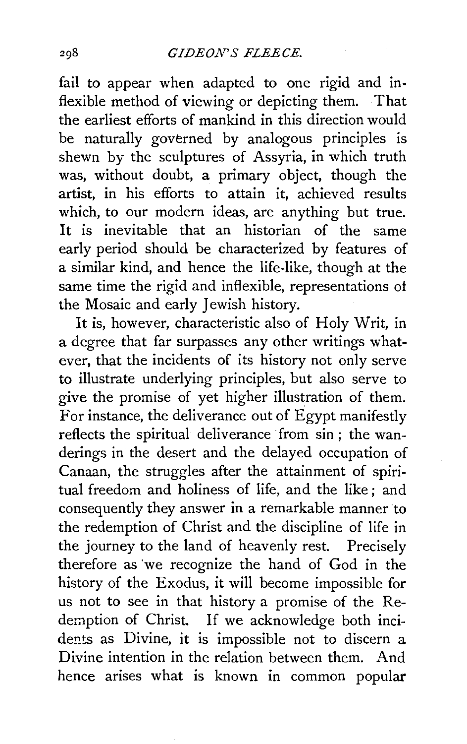fail to appear when adapted to one rigid and inflexible method of viewing or depicting them. That the earliest efforts of mankind in this direction would be naturally governed by analogous principles is shewn by the sculptures of Assyria, in which truth was, without doubt, a primary object, though the artist, in his efforts to attain it, achieved results which, to our modern ideas, are anything but true. It is inevitable that an historian of the same early period should be characterized by features of a similar kind, and hence the life-like, though at the same time the rigid and inflexible, representations of the Mosaic and early Jewish history.

It is, however, characteristic also of Holy Writ, in a degree that far surpasses any other writings whatever, that the incidents of its history not only serve to illustrate underlying principles, but also serve to give the promise of yet higher illustration of them. For instance, the deliverance out of Egypt manifestly reflects the spiritual deliverance from sin; the wanderings in the desert and the delayed occupation of Canaan, the struggles after the attainment of spiritual freedom and holiness of life, and the like; and consequently they answer in a remarkable manner to the redemption of Christ and the discipline of life in the journey to the land of heavenly rest. Precisely therefore as we recognize the hand of God in the history of the Exodus, it will become impossible for us not to see in that history a promise of the Redemption of Christ. If we acknowledge both incidents as Divine, it is impossible not to discern a Divine intention in the relation between them. And hence arises what is known in common popular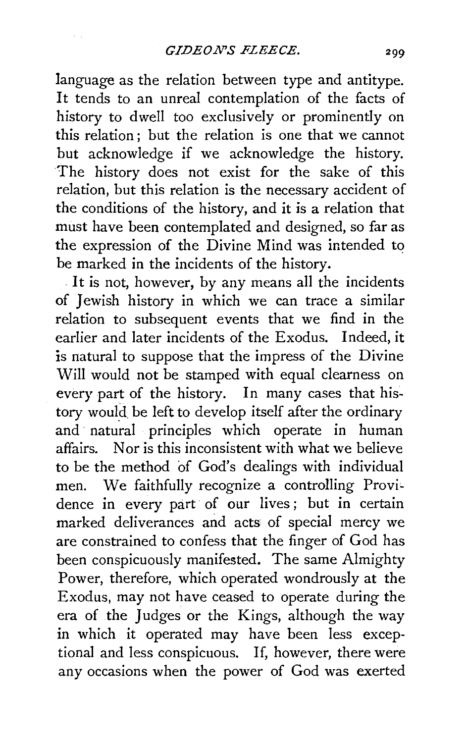language as the relation between type and antitype. It tends to an unreal contemplation of the facts of history to dwell too exclusively or prominently on this relation; but the relation is one that we cannot but acknowledge if we acknowledge the history. The history does not exist for the sake of this relation, but this relation is the necessary accident of the conditions of the history, and it is a relation that must have been contemplated and designed, so far as the expression of the Divine Mind was intended to be marked in the incidents of the history.

It is not, however, by any means all the incidents of Jewish history in which we can trace a similar relation to subsequent events that we find in the earlier and later incidents of the Exodus. Indeed, it is natural to suppose that the impress of the Divine Will would not be stamped with equal clearness on every part of the history. In many cases that history would be left to develop itself after the ordinary and natural principles which operate in human affairs. Nor is this inconsistent with what we believe to be the method of God's dealings with individual men. We faithfully recognize a controlling Providence in every part of our lives; but in certain marked deliverances and acts of special mercy we are constrained to confess that the finger of God has been conspicuously manifested. The same Almighty Power, therefore, which operated wondrously at the Exodus, may not have ceased to operate during the era of the Judges or the Kings, although the way in which it operated may have been less exceptional and less conspicuous. If, however, there were any occasions when the power of God was exerted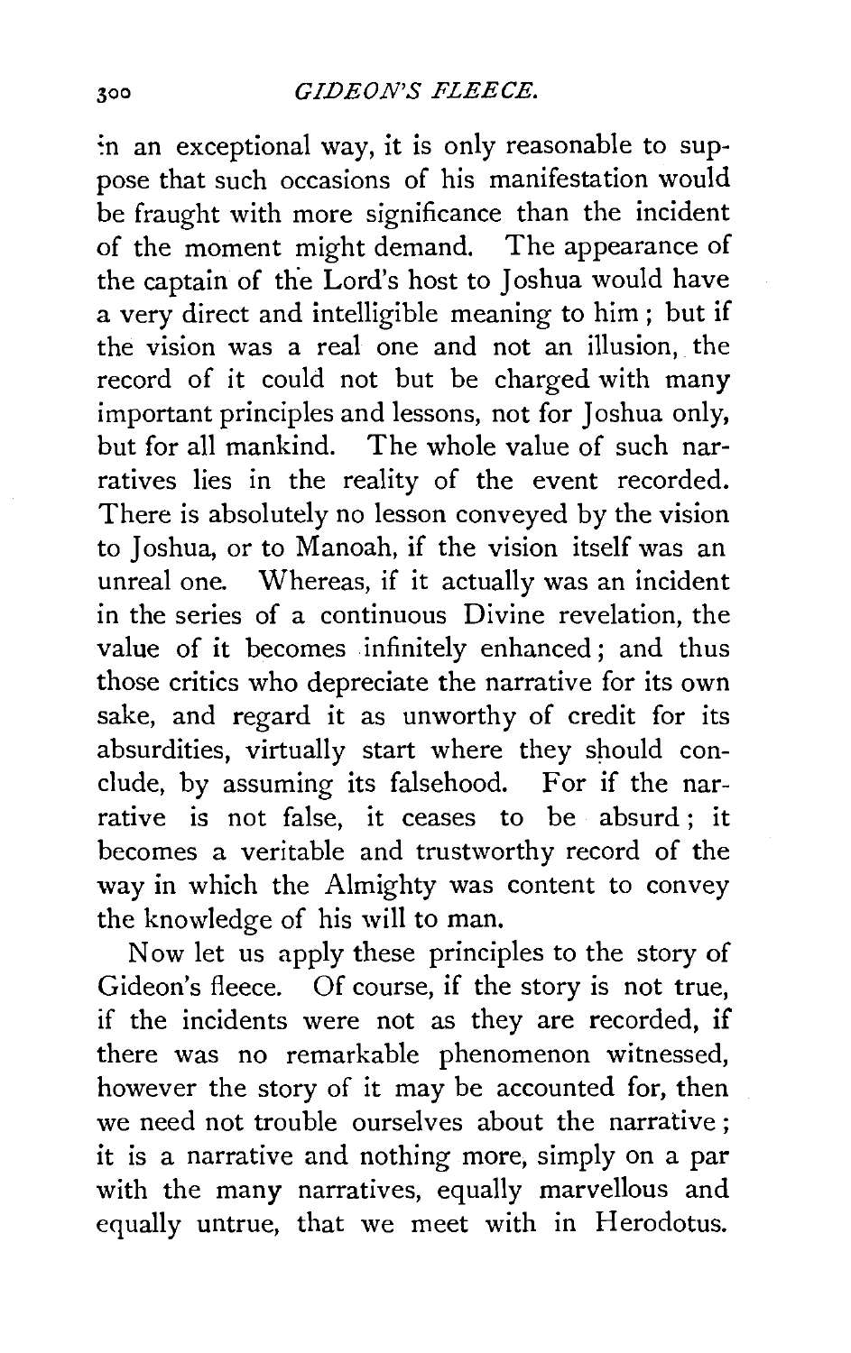in an exceptional way, it is only reasonable to suppose that such occasions of his manifestation would be fraught with more significance than the incident of the moment might demand. The appearance of the captain of the Lord's host to Joshua would have a very direct and intelligible meaning to him; but if the vision was a real one and not an illusion, the record of it could not but be charged with many important principles and lessons, not for Joshua only, but for all mankind. The whole value of such narratives lies in the reality of the event recorded. There is absolutely no lesson conveyed by the vision to Joshua, or to Manoah, if the vision itself was an unreal one. Whereas, if it actually was an incident in the series of a continuous Divine revelation, the value of it becomes infinitely enhanced; and thus those critics who depreciate the narrative for its own sake, and regard it as unworthy of credit for its absurdities, virtually start where they should conclude, by assuming its falsehood. For if the narrative is not false, it ceases to be absurd; it becomes a veritable and trustworthy record of the way in which the Almighty was content to convey the knowledge of his will to man.

Now let us apply these principles to the story of Gideon's fleece. Of course, if the story is not true, if the incidents were not as they are recorded, if there was no remarkable phenomenon witnessed, however the story of it may be accounted for, then we need not trouble ourselves about the narrative; it is a narrative and nothing more, simply on a par with the many narratives, equally marvellous and equally untrue, that we meet with in Herodotus.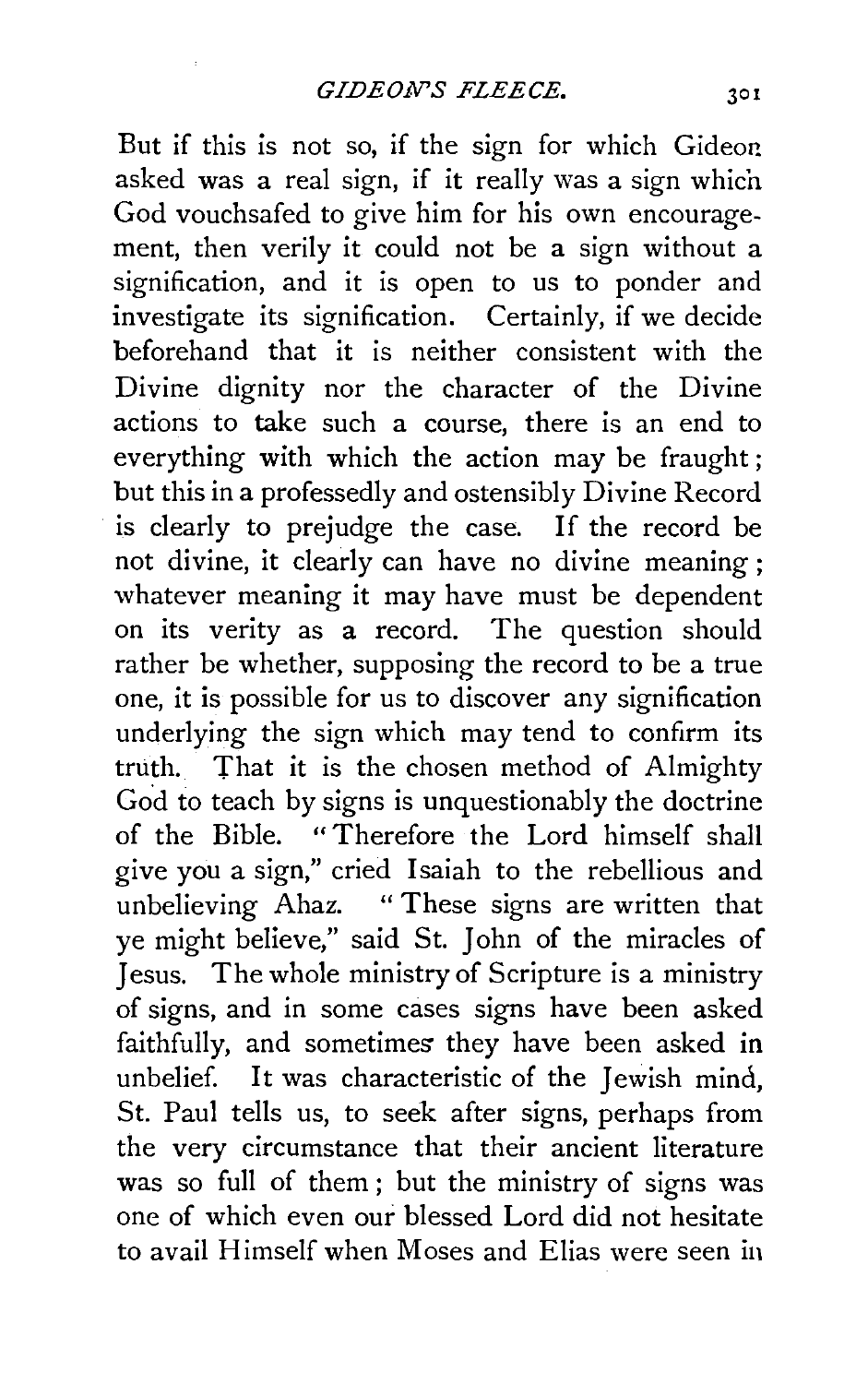But if this is not so, if the sign for which Gideon asked was a real sign, if it really was a sign which God vouchsafed to give him for his own encouragement, then verily it could not be a sign without a signification, and it is open to us to ponder and investigate its signification. Certainly, if we decide beforehand that it is neither consistent with the Divine dignity nor the character of the Divine actions to take such a course, there is an end to everything with which the action may be fraught; but this in a professedly and ostensibly Divine Record is clearly to prejudge the case. If the record be not divine, it clearly can have no divine meaning; whatever meaning it may have must be dependent on its verity as a record. The question should rather be whether, supposing the record to be a true one, it is possible for us to discover any signification underlying the sign which may tend to confirm its truth. That it is the chosen method of Almighty God to teach by signs is unquestionably the doctrine of the Bible. "Therefore the Lord himself shall give you a sign," cried Isaiah to the rebellious and unbelieving Ahaz. "These signs are written that ye might believe," said St. John of the miracles of Jesus. The whole ministry of Scripture is a ministry of signs, and in some cases signs have been asked faithfully, and sometimes they have been asked in unbelief. It was characteristic of the Jewish mind, St. Paul tells us, to seek after signs, perhaps from the very circumstance that their ancient literature was so full of them; but the ministry of signs was one of which even our blessed Lord did not hesitate to avail Himself when Moses and Elias were seen in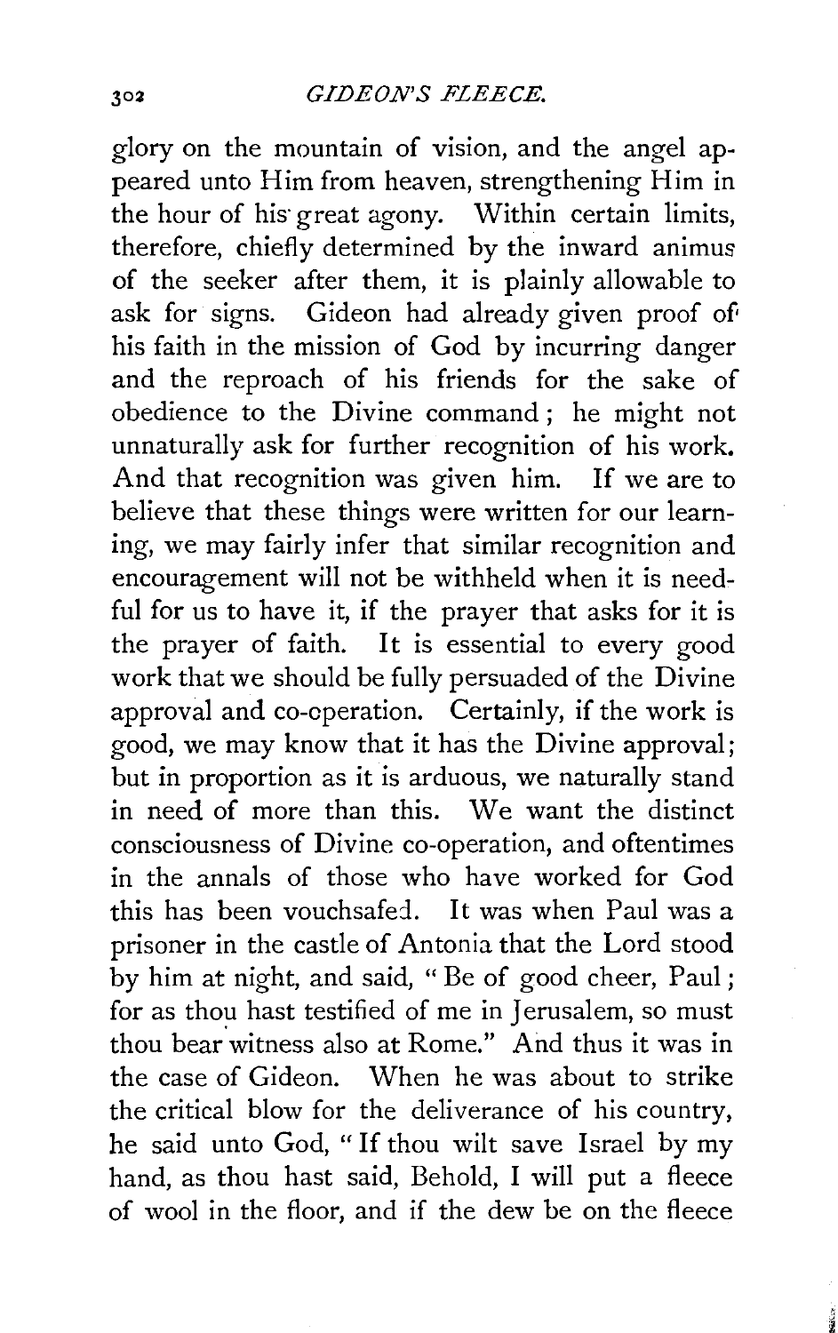glory on the mountain of vision, and the angel appeared unto Him from heaven, strengthening Him in the hour of his great agony. Within certain limits, therefore, chiefly determined by the inward animus of the seeker after them, it is plainly allowable to ask for signs. Gideon had already given proof of his faith in the mission of God by incurring danger and the reproach of his friends for the sake of obedience to the Divine command; he might not unnaturally ask for further recognition of his work. And that recognition was given him. If we are to believe that these things were written for our learning, we may fairly infer that similar recognition and encouragement will not be withheld when it is needful for us to have it, if the prayer that asks for it is the prayer of faith. It is essential to every good work that we should be fully persuaded of the Divine approval and co-operation. Certainly, if the work is good, we may know that it has the Divine approval; but in proportion as it is arduous, we naturally stand in need of more than this. We want the distinct consciousness of Divine co-operation, and oftentimes in the annals of those who have worked for God this has been vouchsafed. It was when Paul was a prisoner in the castle of Antonia that the Lord stood by him at night, and said, "Be of good cheer, Paul; for as thou hast testified of me in Jerusalem, so must thou bear witness also at Rome." And thus it was in the case of Gideon. When he was about to strike the critical blow for the deliverance of his country, he said unto God, "If thou wilt save Israel by my hand, as thou hast said, Behold, I will put a fleece of wool in the floor, and if the dew be on the fleece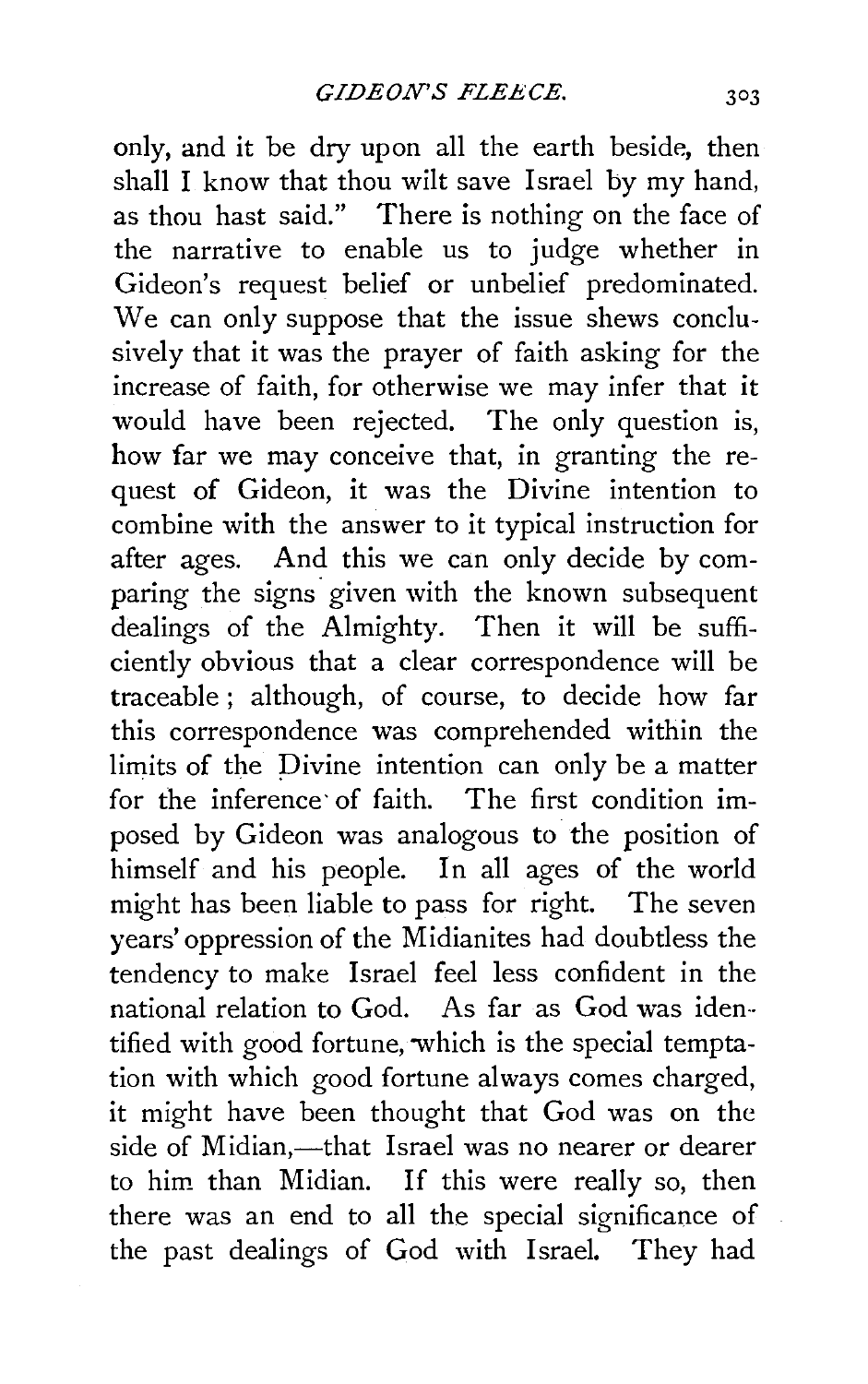only, and it be dry upon all the earth beside, then shall I know that thou wilt save Israel by my hand, as thou hast said." There is nothing on the face of the narrative to enable us to judge whether in Gideon's request belief or unbelief predominated. We can only suppose that the issue shews conclusively that it was the prayer of faith asking for the increase of faith, for otherwise we may infer that it would have been rejected. The only question is, how far we may conceive that, in granting the request of Gideon, it was the Divine intention to combine with the answer to it typical instruction for after ages. And this we can only decide by comparing the signs given with the known subsequent dealings of the Almighty. Then it will be sufficiently obvious that a clear correspondence will be traceable; although, of course, to decide how far this correspondence was comprehended within the limits of the Divine intention can only be a matter for the inference of faith. The first condition imposed by Gideon was analogous to the position of himself and his people. In all ages of the world might has been liable to pass for right. The seven years' oppression of the Midianites had doubtless the tendency to make Israel feel less confident in the national relation to God. As far as God was identified with good fortune, which is the special temptation with which good fortune always comes charged, it might have been thought that God was on the side of Midian,—that Israel was no nearer or dearer to him than Midian. If this were really so, then there was an end to all the special significance of the past dealings of God with Israel. They had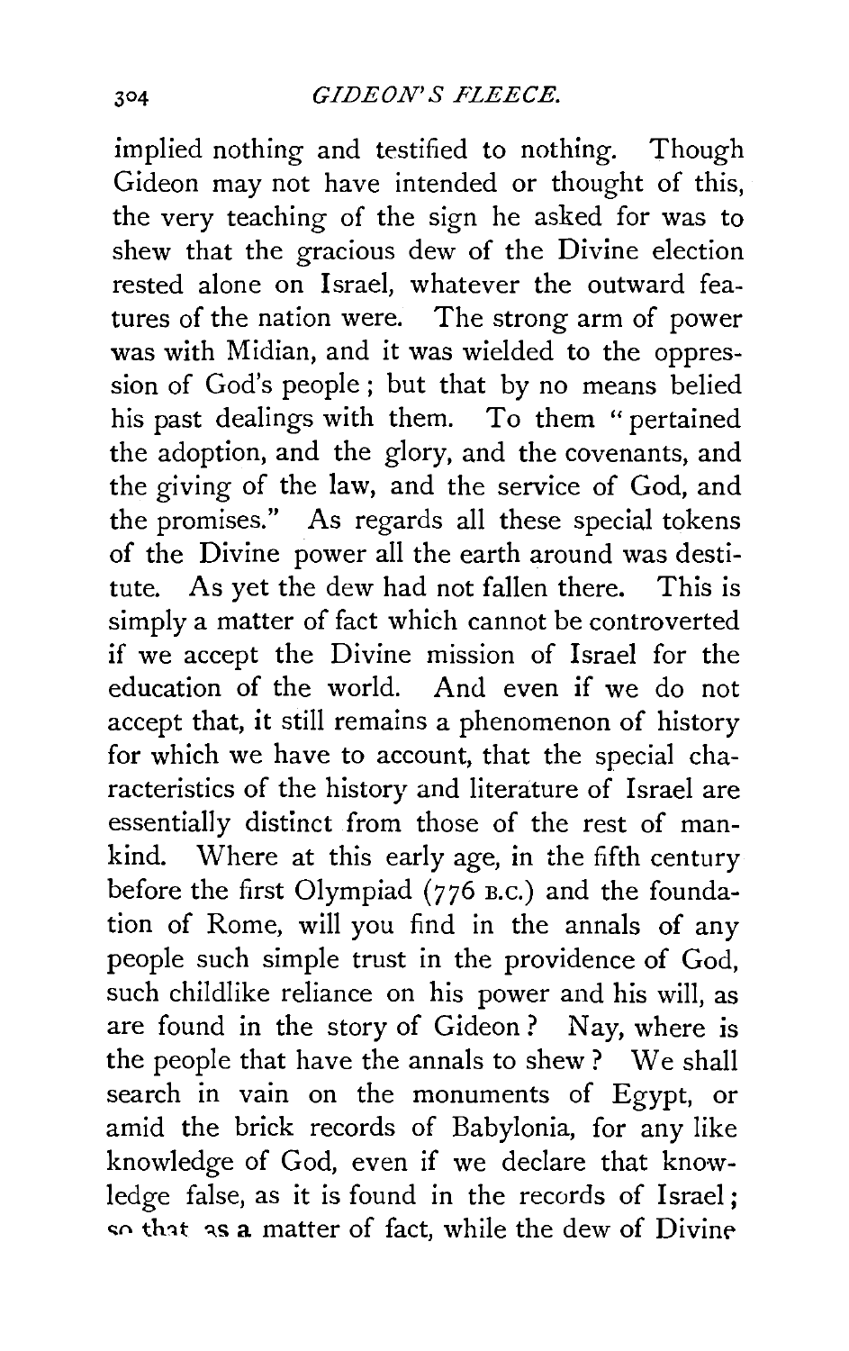implied nothing and testified to nothing. Though Gideon may not have intended or thought of this, the very teaching of the sign he asked for was to shew that the gracious dew of the Divine election rested alone on Israel, whatever the outward features of the nation were. The strong arm of power was with Midian, and it was wielded to the oppression of God's people; but that by no means belied his past dealings with them. To them "pertained the adoption, and the glory, and the covenants, and the giving of the law, and the service of God, and the promises." As regards all these special tokens of the Divine power all the earth around was destitute. As yet the dew had not fallen there. This is simply a matter of fact which cannot be controverted if we accept the Divine mission of Israel for the education of the world. And even if we do not accept that, it still remains a phenomenon of history for which we have to account, that the special characteristics of the history and literature of Israel are essentially distinct from those of the rest of mankind. Where at this early age, in the fifth century before the first Olympiad (776 B.C.) and the foundation of Rome, will you find in the annals of any people such simple trust in the providence of God, such childlike reliance on his power and his will, as are found in the story of Gideon? Nay, where is the people that have the annals to shew? We shall search in vain on the monuments of Egypt, or amid the brick records of Babylonia, for any like knowledge of God, even if we declare that knowledge false, as it is found in the records of Israel; so that as a matter of fact, while the dew of Divine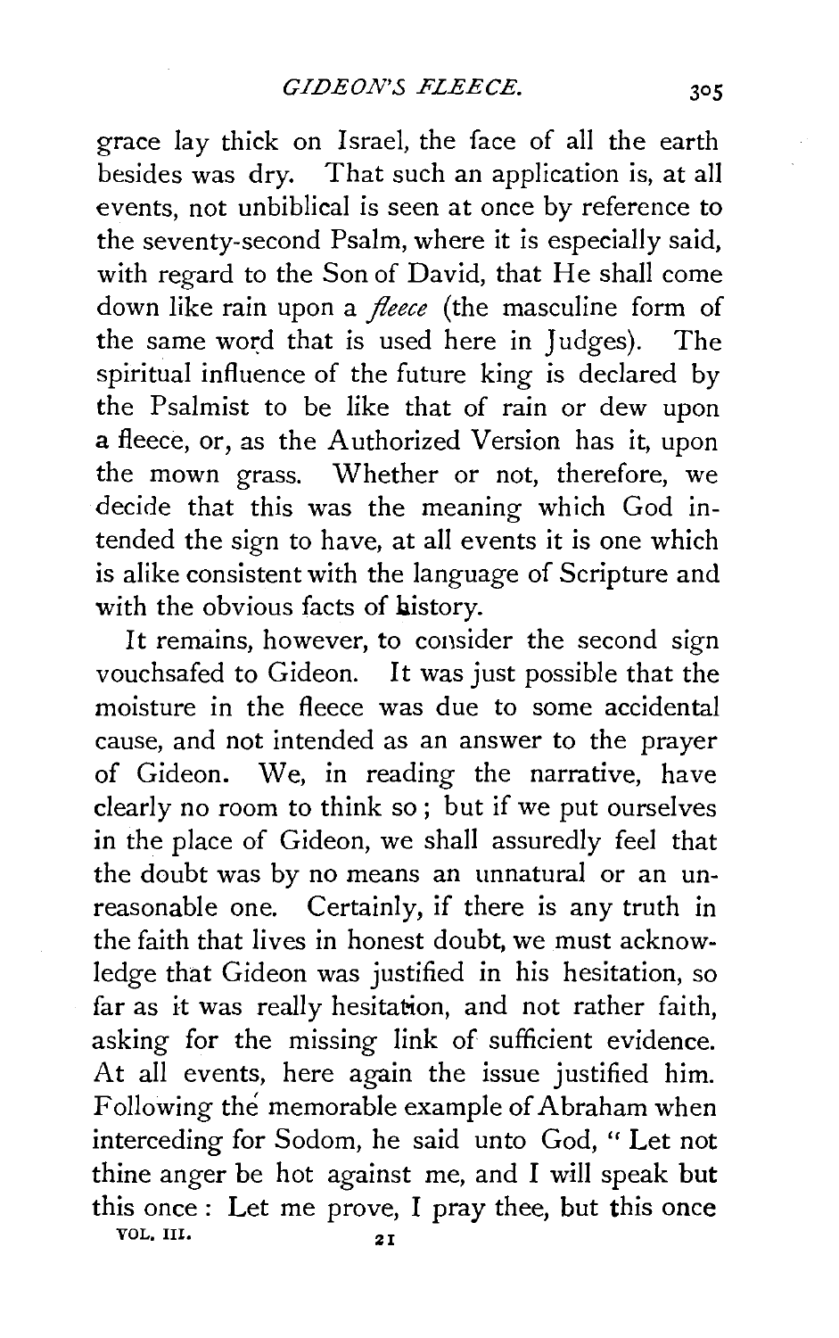grace lay thick on Israel, the face of all the earth besides was dry. That such an application is, at all events, not unbiblical is seen at once by reference to the seventy-second Psalm, where it is especially said, with regard to the Son of David, that He shall come down like rain upon a *fleece* (the masculine form of the same word that is used here in Judges). The spiritual influence of the future king is declared by the Psalmist to be like that of rain or dew upon a fleece, or, as the Authorized Version has it, upon the mown grass. Whether or not, therefore, we decide that this was the meaning which God intended the sign to have, at all events it is one which is alike consistent with the language of Scripture and with the obvious facts of history.

It remains, however, to consider the second sign vouchsafed to Gideon. It was just possible that the moisture in the fleece was due to some accidental cause, and not intended as an answer to the prayer of Gideon. We, in reading the narrative, have clearly no room to think so; but if we put ourselves in the place of Gideon, we shall assuredly feel that the doubt was by no means an unnatural or an unreasonable one. Certainly, if there is any truth in the faith that lives in honest doubt, we must acknowledge that Gideon was justified in his hesitation, so far as it was really hesitation, and not rather faith, asking for the missing link of sufficient evidence. At all events, here again the issue justified him. Following the memorable example of Abraham when interceding for Sodom, he said unto God, "Let not thine anger be hot against me, and I will speak but this once: Let me prove, I pray thee, but this once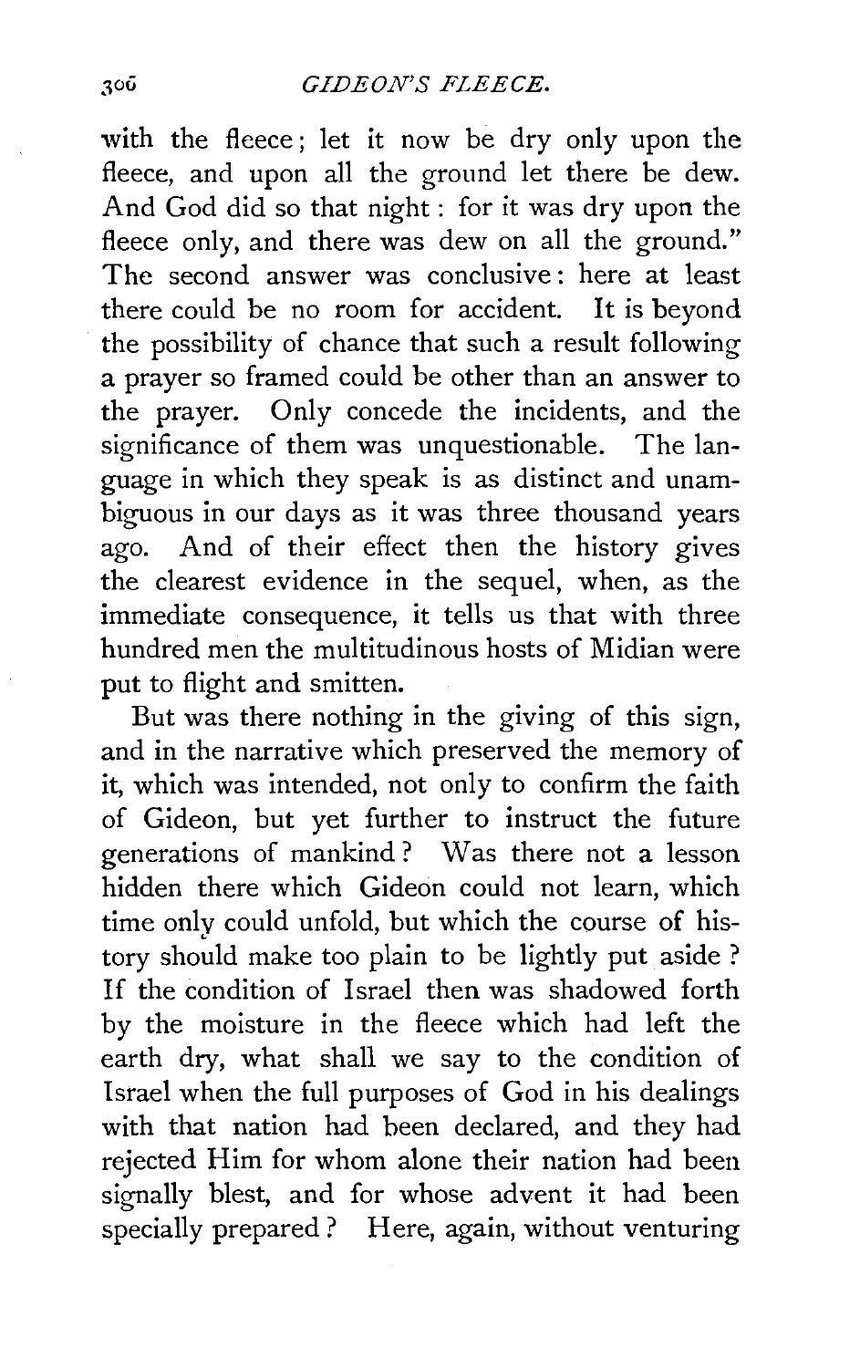with the fleece; let it now be dry only upon the fleece, and upon all the ground let there be dew. And God did so that night: for it was dry upon the fleece only, and there was dew on all the ground." The second answer was conclusive: here at least there could be no room for accident. It is beyond the possibility of chance that such a result following a prayer so framed could be other than an answer to the prayer. Only concede the incidents, and the significance of them was unquestionable. The language in which they speak is as distinct and unambiguous in our days as it was three thousand years ago. And of their effect then the history gives the clearest evidence in the sequel, when, as the immediate consequence, it tells us that with three hundred men the multitudinous hosts of Midian were put to flight and smitten.

But was there nothing in the giving of this sign, and in the narrative which preserved the memory of it, which was intended, not only to confirm the faith of Gideon, but yet further to instruct the future generations of mankind? Was there not a lesson hidden there which Gideon could not learn, which time only could unfold, but which the course of history should make too plain to be lightly put aside? If the condition of Israel then was shadowed forth by the moisture in the fleece which had left the earth dry, what shall we say to the condition of Israel when the full purposes of God in his dealings with that nation had been declared, and they had rejected Him for whom alone their nation had been signally blest, and for whose advent it had been specially prepared? Here, again, without venturing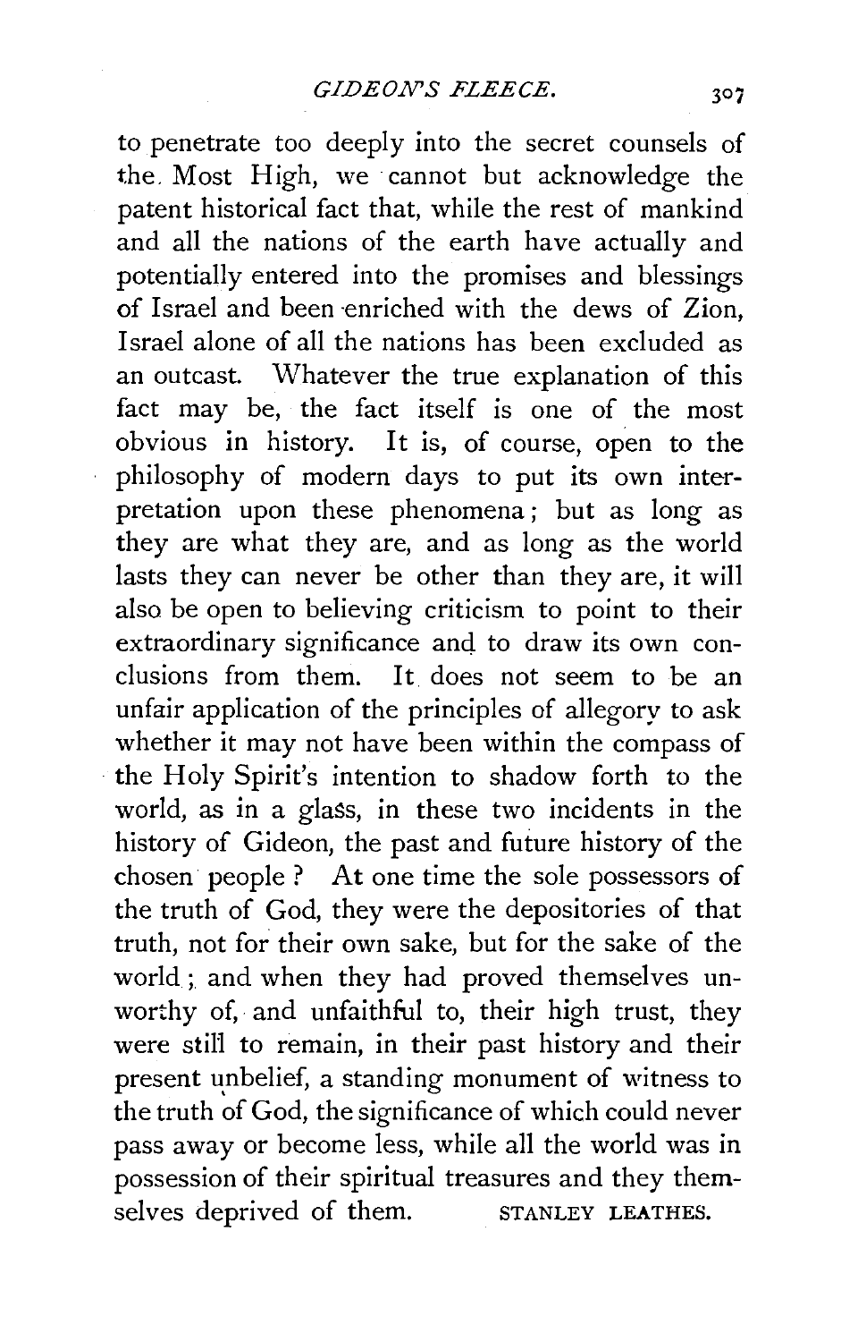to penetrate too deeply into the secret counsels of the Most High, we cannot but acknowledge the patent historical fact that, while the rest of mankind and all the nations of the earth have actually and potentially entered into the promises and blessings of Israel and been enriched with the dews of Zion, Israel alone of all the nations has been excluded as an outcast. Whatever the true explanation of this fact may be, the fact itself is one of the most obvious in history. It is, of course, open to the philosophy of modern days to put its own interpretation upon these phenomena; but as long as they are what they are, and as long as the world lasts they can never be other than they are, it will also be open to believing criticism to point to their extraordinary significance and to draw its own conclusions from them. It does not seem to be an unfair application of the principles of allegory to ask whether it may not have been within the compass of the Holy Spirit's intention to shadow forth to the world, as in a glass, in these two incidents in the history of Gideon, the past and future history of the chosen people? At one time the sole possessors of the truth of God, they were the depositories of that truth, not for their own sake, but for the sake of the world; and when they had proved themselves unworthy of, and unfaithful to, their high trust, they were still to remain, in their past history and their present unbelief, a standing monument of witness to the truth of God, the significance of which could never pass away or become less, while all the world was in possession of their spiritual treasures and they themselves deprived of them.

STANLEY LEATHES.